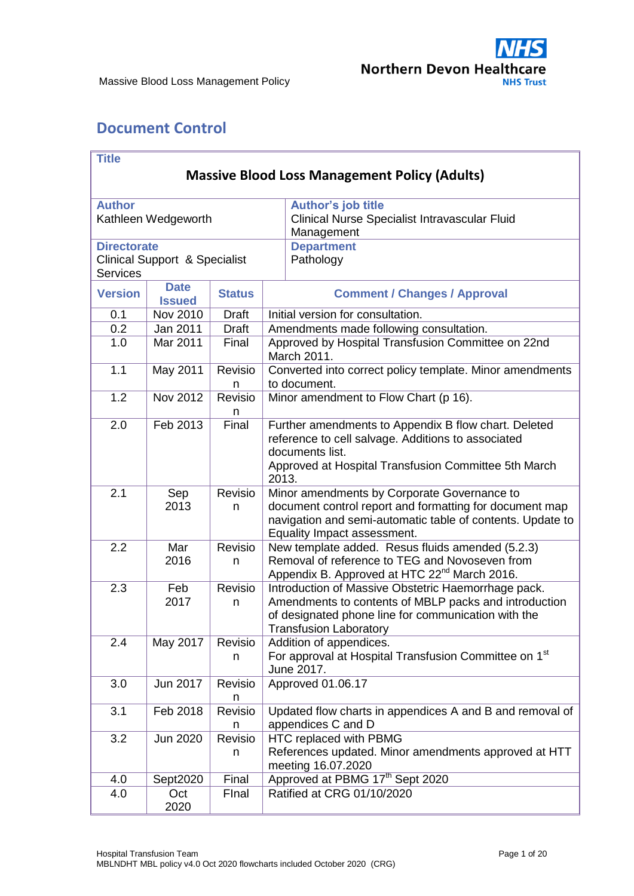# Document Control

| Title | | | |
|---|---|---|---|
| **Massive Blood Loss Management Policy (Adults)** | | | |
| **Author**<br>Kathleen Wedgeworth | | **Author's job title**<br>Clinical Nurse Specialist Intravascular Fluid Management | |
| **Directorate**<br>Clinical Support & Specialist Services | | **Department**<br>Pathology | |
| **Version** | **Date Issued** | **Status** | **Comment / Changes / Approval** |
| 0.1 | Nov 2010 | Draft | Initial version for consultation. |
| 0.2 | Jan 2011 | Draft | Amendments made following consultation. |
| 1.0 | Mar 2011 | Final | Approved by Hospital Transfusion Committee on 22nd March 2011. |
| 1.1 | May 2011 | Revision | Converted into correct policy template. Minor amendments to document. |
| 1.2 | Nov 2012 | Revision | Minor amendment to Flow Chart (p 16). |
| 2.0 | Feb 2013 | Final | Further amendments to Appendix B flow chart. Deleted reference to cell salvage. Additions to associated documents list.<br>Approved at Hospital Transfusion Committee 5th March 2013. |
| 2.1 | Sep 2013 | Revision | Minor amendments by Corporate Governance to document control report and formatting for document map navigation and semi-automatic table of contents. Update to Equality Impact assessment. |
| 2.2 | Mar 2016 | Revision | New template added. Resus fluids amended (5.2.3) Removal of reference to TEG and Novoseven from Appendix B. Approved at HTC 22nd March 2016. |
| 2.3 | Feb 2017 | Revision | Introduction of Massive Obstetric Haemorrhage pack. Amendments to contents of MBLP packs and introduction of designated phone line for communication with the Transfusion Laboratory |
| 2.4 | May 2017 | Revision | Addition of appendices.<br>For approval at Hospital Transfusion Committee on 1st June 2017. |
| 3.0 | Jun 2017 | Revision | Approved 01.06.17 |
| 3.1 | Feb 2018 | Revision | Updated flow charts in appendices A and B and removal of appendices C and D |
| 3.2 | Jun 2020 | Revision | HTC replaced with PBMG<br>References updated. Minor amendments approved at HTT meeting 16.07.2020 |
| 4.0 | Sept2020 | Final | Approved at PBMG 17th Sept 2020 |
| 4.0 | Oct 2020 | FInal | Ratified at CRG 01/10/2020 |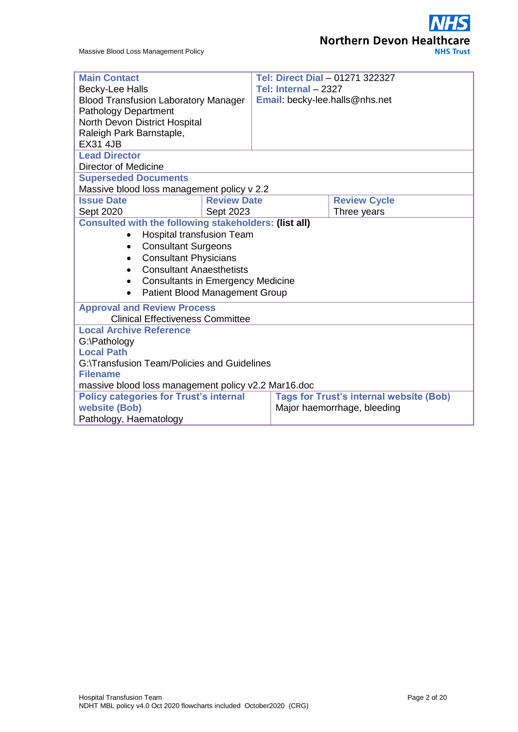| **Main Contact** | | **Tel: Direct Dial** – 01271 322327 |
|---|---|---|
| Becky-Lee Halls<br>Blood Transfusion Laboratory Manager<br>Pathology Department<br>North Devon District Hospital<br>Raleigh Park Barnstaple,<br>EX31 4JB | | **Tel: Internal** – 2327<br>**Email**: becky-lee.halls@nhs.net |
| **Lead Director** | | |
| Director of Medicine | | |
| **Superseded Documents** | | |
| Massive blood loss management policy v 2.2 | | |
| **Issue Date** | **Review Date** | **Review Cycle** |
| Sept 2020 | Sept 2023 | Three years |
| **Consulted with the following stakeholders: (list all)** | | |
| <ul><li>Hospital transfusion Team</li><li>Consultant Surgeons</li><li>Consultant Physicians</li><li>Consultant Anaesthetists</li><li>Consultants in Emergency Medicine</li><li>Patient Blood Management Group</li></ul> | | |
| **Approval and Review Process** | | |
| Clinical Effectiveness Committee | | |
| **Local Archive Reference**<br>G:\Pathology<br>**Local Path**<br>G:\Transfusion Team/Policies and Guidelines<br>**Filename**<br>massive blood loss management policy v2.2 Mar16.doc | | |
| **Policy categories for Trust's internal website (Bob)**<br>Pathology, Haematology | | **Tags for Trust's internal website (Bob)**<br>Major haemorrhage, bleeding |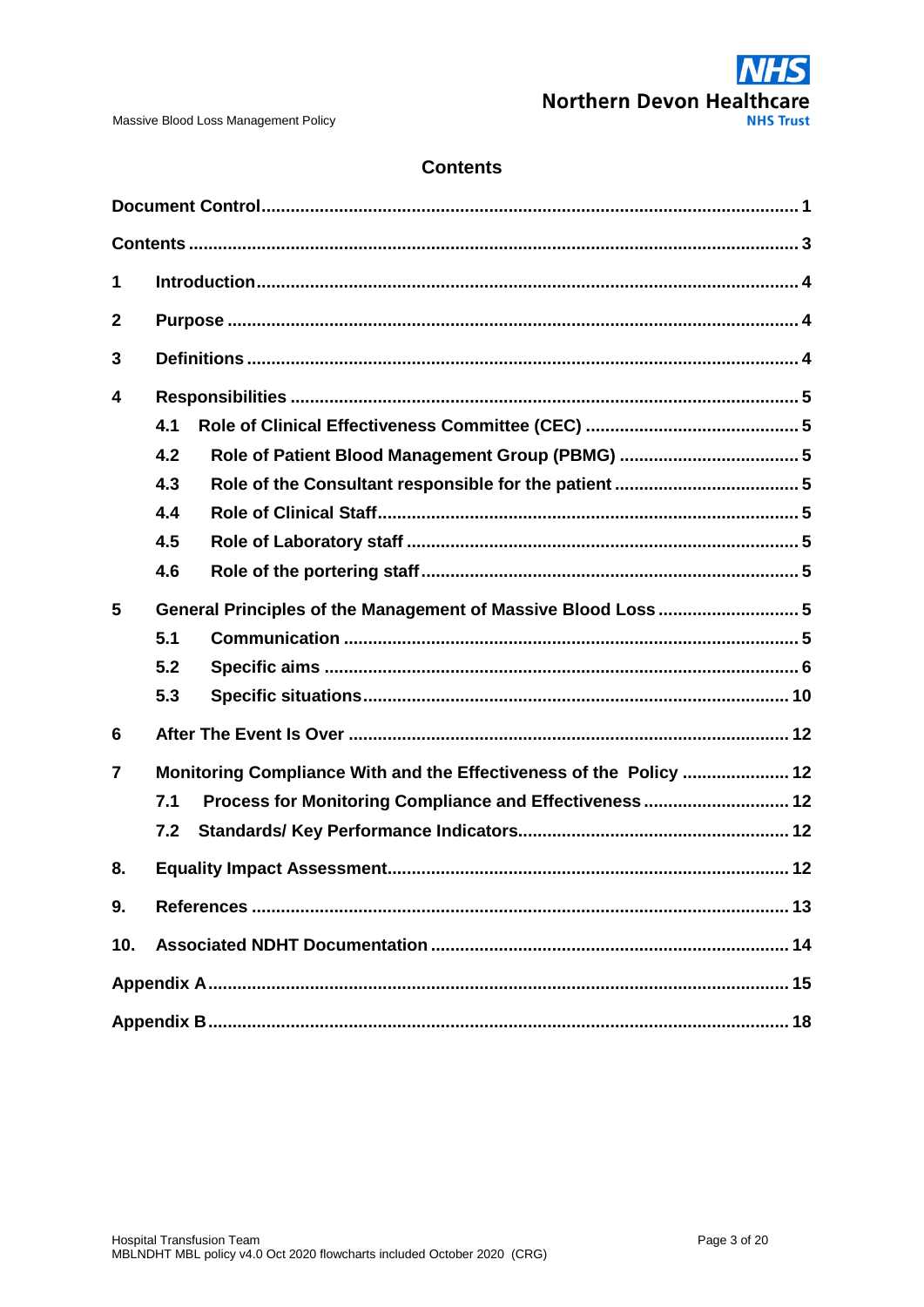## Contents

Document Control ............................................................................................................ 1

Contents ........................................................................................................................... 3

1 Introduction ................................................................................................................. 4

2 Purpose ........................................................................................................................ 4

3 Definitions ..................................................................................................................... 4

4 Responsibilities ........................................................................................................... 5

- 4.1 Role of Clinical Effectiveness Committee (CEC) .................................................. 5
- 4.2 Role of Patient Blood Management Group (PBMG) ............................................. 5
- 4.3 Role of the Consultant responsible for the patient ............................................... 5
- 4.4 Role of Clinical Staff ............................................................................................. 5
- 4.5 Role of Laboratory staff ........................................................................................ 5
- 4.6 Role of the portering staff ..................................................................................... 5

5 General Principles of the Management of Massive Blood Loss ..................................... 5

- 5.1 Communication ..................................................................................................... 5
- 5.2 Specific aims ......................................................................................................... 6
- 5.3 Specific situations .............................................................................................. 10

6 After The Event Is Over ............................................................................................... 12

7 Monitoring Compliance With and the Effectiveness of the Policy ................................ 12

- 7.1 Process for Monitoring Compliance and Effectiveness ....................................... 12
- 7.2 Standards/ Key Performance Indicators .............................................................. 12

8. Equality Impact Assessment ....................................................................................... 12

9. References .................................................................................................................. 13

10. Associated NDHT Documentation .............................................................................. 14

Appendix A ...................................................................................................................... 15

Appendix B ...................................................................................................................... 18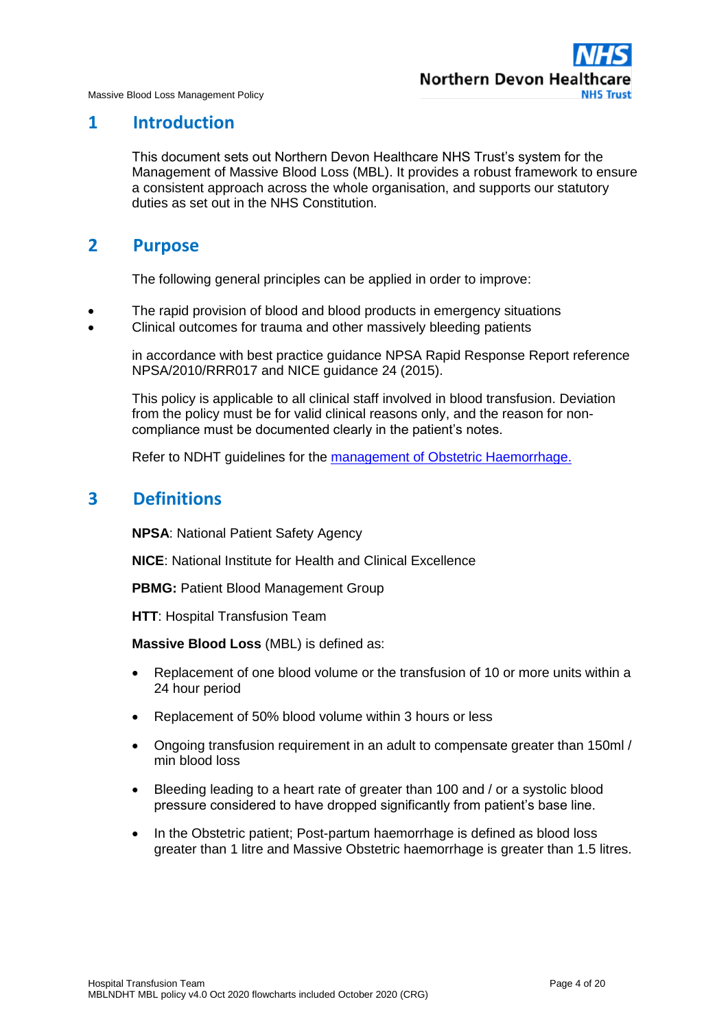## 1 Introduction

This document sets out Northern Devon Healthcare NHS Trust's system for the Management of Massive Blood Loss (MBL). It provides a robust framework to ensure a consistent approach across the whole organisation, and supports our statutory duties as set out in the NHS Constitution.

## 2 Purpose

The following general principles can be applied in order to improve:

- The rapid provision of blood and blood products in emergency situations
- Clinical outcomes for trauma and other massively bleeding patients

in accordance with best practice guidance NPSA Rapid Response Report reference NPSA/2010/RRR017 and NICE guidance 24 (2015).

This policy is applicable to all clinical staff involved in blood transfusion. Deviation from the policy must be for valid clinical reasons only, and the reason for non-compliance must be documented clearly in the patient's notes.

Refer to NDHT guidelines for the management of Obstetric Haemorrhage.

## 3 Definitions

**NPSA**: National Patient Safety Agency

**NICE**: National Institute for Health and Clinical Excellence

**PBMG:** Patient Blood Management Group

**HTT**: Hospital Transfusion Team

**Massive Blood Loss** (MBL) is defined as:

- Replacement of one blood volume or the transfusion of 10 or more units within a 24 hour period
- Replacement of 50% blood volume within 3 hours or less
- Ongoing transfusion requirement in an adult to compensate greater than 150ml / min blood loss
- Bleeding leading to a heart rate of greater than 100 and / or a systolic blood pressure considered to have dropped significantly from patient's base line.
- In the Obstetric patient; Post-partum haemorrhage is defined as blood loss greater than 1 litre and Massive Obstetric haemorrhage is greater than 1.5 litres.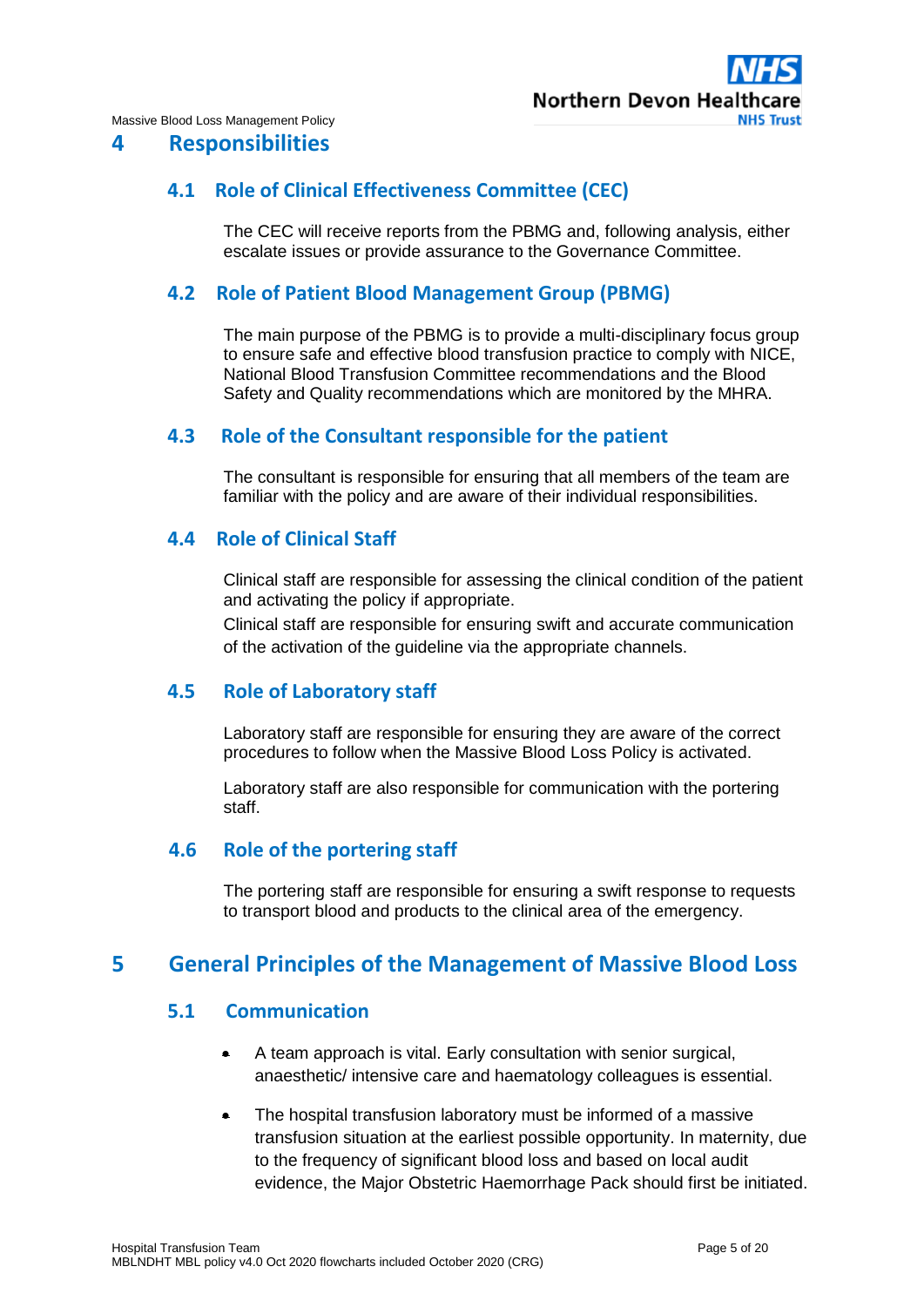# 4 Responsibilities

## 4.1 Role of Clinical Effectiveness Committee (CEC)

The CEC will receive reports from the PBMG and, following analysis, either escalate issues or provide assurance to the Governance Committee.

## 4.2 Role of Patient Blood Management Group (PBMG)

The main purpose of the PBMG is to provide a multi-disciplinary focus group to ensure safe and effective blood transfusion practice to comply with NICE, National Blood Transfusion Committee recommendations and the Blood Safety and Quality recommendations which are monitored by the MHRA.

## 4.3 Role of the Consultant responsible for the patient

The consultant is responsible for ensuring that all members of the team are familiar with the policy and are aware of their individual responsibilities.

## 4.4 Role of Clinical Staff

Clinical staff are responsible for assessing the clinical condition of the patient and activating the policy if appropriate.

Clinical staff are responsible for ensuring swift and accurate communication of the activation of the guideline via the appropriate channels.

## 4.5 Role of Laboratory staff

Laboratory staff are responsible for ensuring they are aware of the correct procedures to follow when the Massive Blood Loss Policy is activated.

Laboratory staff are also responsible for communication with the portering staff.

## 4.6 Role of the portering staff

The portering staff are responsible for ensuring a swift response to requests to transport blood and products to the clinical area of the emergency.

# 5 General Principles of the Management of Massive Blood Loss

## 5.1 Communication

- A team approach is vital. Early consultation with senior surgical, anaesthetic/ intensive care and haematology colleagues is essential.
- The hospital transfusion laboratory must be informed of a massive transfusion situation at the earliest possible opportunity. In maternity, due to the frequency of significant blood loss and based on local audit evidence, the Major Obstetric Haemorrhage Pack should first be initiated.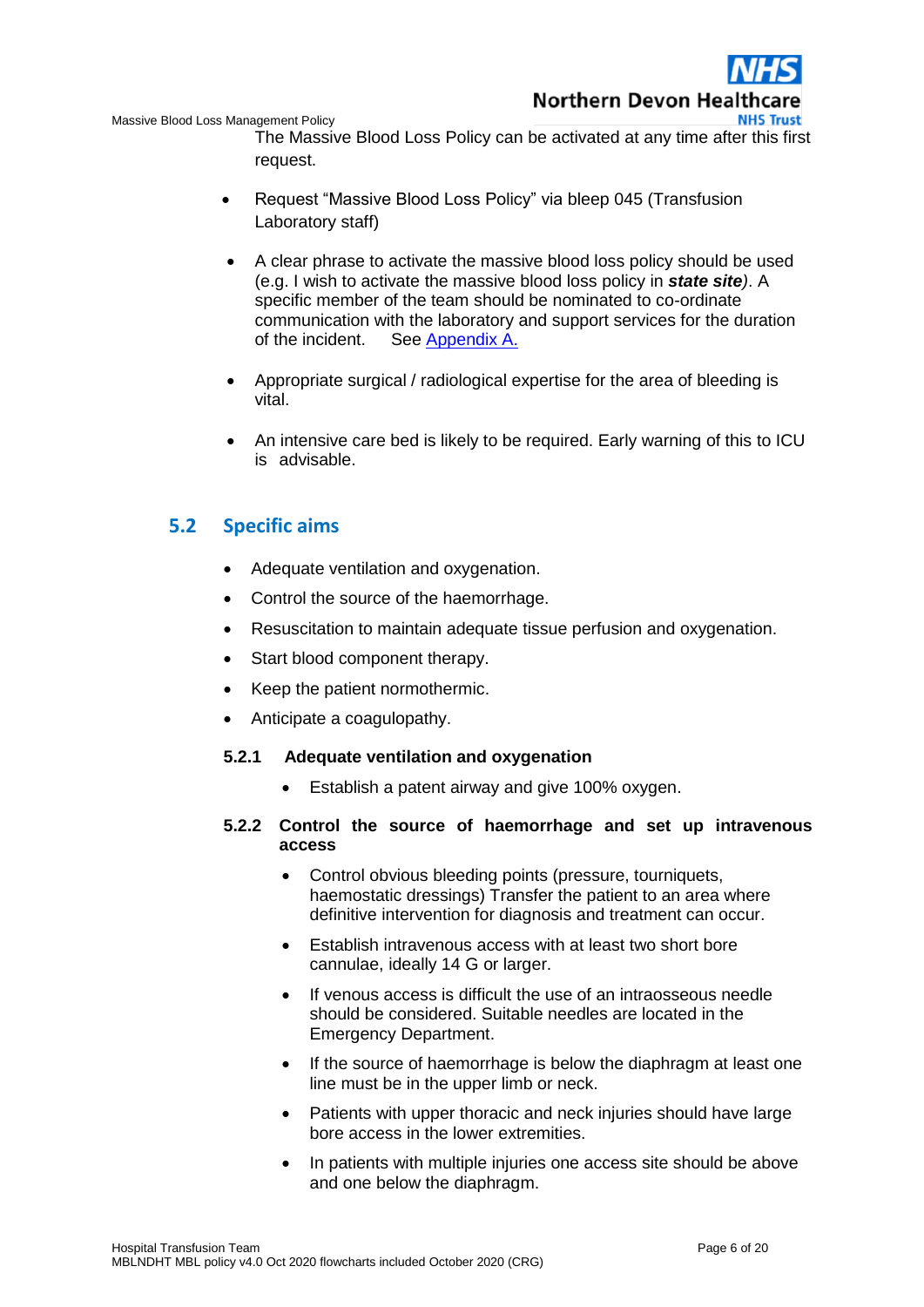The Massive Blood Loss Policy can be activated at any time after this first request.

- Request “Massive Blood Loss Policy” via bleep 045 (Transfusion Laboratory staff)
- A clear phrase to activate the massive blood loss policy should be used (e.g. I wish to activate the massive blood loss policy in ***state site****)*. A specific member of the team should be nominated to co-ordinate communication with the laboratory and support services for the duration of the incident. See Appendix A.
- Appropriate surgical / radiological expertise for the area of bleeding is vital.
- An intensive care bed is likely to be required. Early warning of this to ICU is advisable.

## 5.2 Specific aims

- Adequate ventilation and oxygenation.
- Control the source of the haemorrhage.
- Resuscitation to maintain adequate tissue perfusion and oxygenation.
- Start blood component therapy.
- Keep the patient normothermic.
- Anticipate a coagulopathy.

### 5.2.1 Adequate ventilation and oxygenation

- Establish a patent airway and give 100% oxygen.

### 5.2.2 Control the source of haemorrhage and set up intravenous access

- Control obvious bleeding points (pressure, tourniquets, haemostatic dressings) Transfer the patient to an area where definitive intervention for diagnosis and treatment can occur.
- Establish intravenous access with at least two short bore cannulae, ideally 14 G or larger.
- If venous access is difficult the use of an intraosseous needle should be considered. Suitable needles are located in the Emergency Department.
- If the source of haemorrhage is below the diaphragm at least one line must be in the upper limb or neck.
- Patients with upper thoracic and neck injuries should have large bore access in the lower extremities.
- In patients with multiple injuries one access site should be above and one below the diaphragm.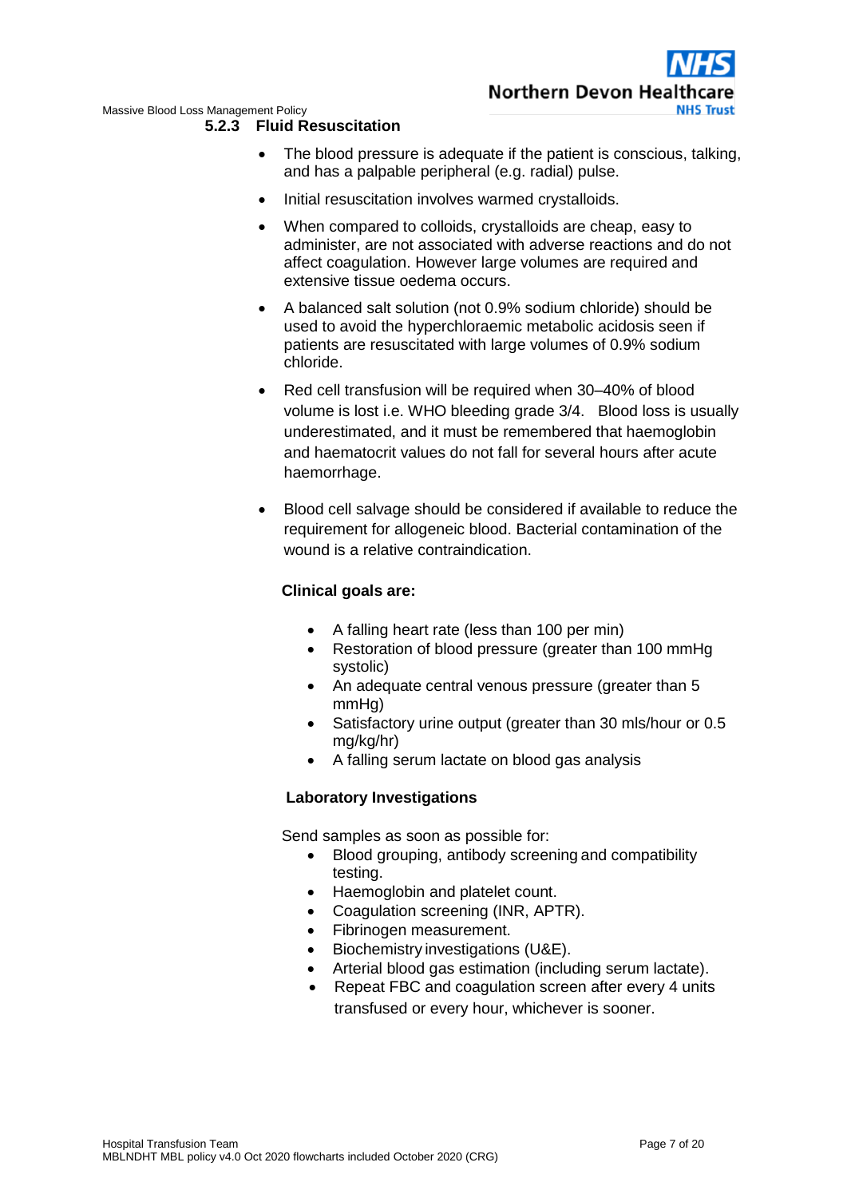### 5.2.3 Fluid Resuscitation

- The blood pressure is adequate if the patient is conscious, talking, and has a palpable peripheral (e.g. radial) pulse.
- Initial resuscitation involves warmed crystalloids.
- When compared to colloids, crystalloids are cheap, easy to administer, are not associated with adverse reactions and do not affect coagulation. However large volumes are required and extensive tissue oedema occurs.
- A balanced salt solution (not 0.9% sodium chloride) should be used to avoid the hyperchloraemic metabolic acidosis seen if patients are resuscitated with large volumes of 0.9% sodium chloride.
- Red cell transfusion will be required when 30–40% of blood volume is lost i.e. WHO bleeding grade 3/4. Blood loss is usually underestimated, and it must be remembered that haemoglobin and haematocrit values do not fall for several hours after acute haemorrhage.
- Blood cell salvage should be considered if available to reduce the requirement for allogeneic blood. Bacterial contamination of the wound is a relative contraindication.

**Clinical goals are:**

- A falling heart rate (less than 100 per min)
- Restoration of blood pressure (greater than 100 mmHg systolic)
- An adequate central venous pressure (greater than 5 mmHg)
- Satisfactory urine output (greater than 30 mls/hour or 0.5 mg/kg/hr)
- A falling serum lactate on blood gas analysis

**Laboratory Investigations**

Send samples as soon as possible for:

- Blood grouping, antibody screening and compatibility testing.
- Haemoglobin and platelet count.
- Coagulation screening (INR, APTR).
- Fibrinogen measurement.
- Biochemistry investigations (U&E).
- Arterial blood gas estimation (including serum lactate).
- Repeat FBC and coagulation screen after every 4 units transfused or every hour, whichever is sooner.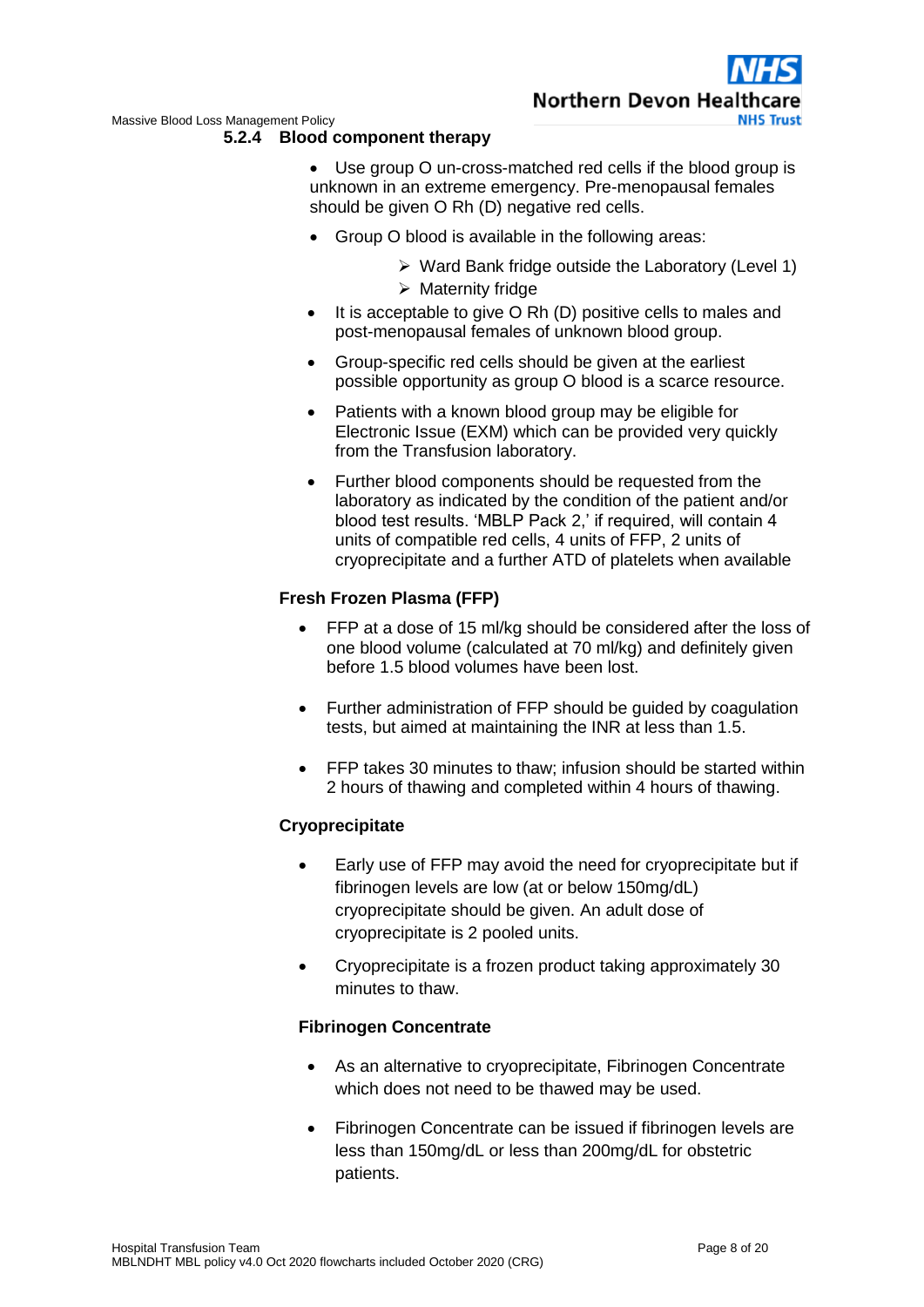### 5.2.4 Blood component therapy

- Use group O un-cross-matched red cells if the blood group is unknown in an extreme emergency. Pre-menopausal females should be given O Rh (D) negative red cells.
- Group O blood is available in the following areas:
  - Ward Bank fridge outside the Laboratory (Level 1)
  - Maternity fridge
- It is acceptable to give O Rh (D) positive cells to males and post-menopausal females of unknown blood group.
- Group-specific red cells should be given at the earliest possible opportunity as group O blood is a scarce resource.
- Patients with a known blood group may be eligible for Electronic Issue (EXM) which can be provided very quickly from the Transfusion laboratory.
- Further blood components should be requested from the laboratory as indicated by the condition of the patient and/or blood test results. 'MBLP Pack 2,' if required, will contain 4 units of compatible red cells, 4 units of FFP, 2 units of cryoprecipitate and a further ATD of platelets when available

**Fresh Frozen Plasma (FFP)**

- FFP at a dose of 15 ml/kg should be considered after the loss of one blood volume (calculated at 70 ml/kg) and definitely given before 1.5 blood volumes have been lost.
- Further administration of FFP should be guided by coagulation tests, but aimed at maintaining the INR at less than 1.5.
- FFP takes 30 minutes to thaw; infusion should be started within 2 hours of thawing and completed within 4 hours of thawing.

**Cryoprecipitate**

- Early use of FFP may avoid the need for cryoprecipitate but if fibrinogen levels are low (at or below 150mg/dL) cryoprecipitate should be given. An adult dose of cryoprecipitate is 2 pooled units.
- Cryoprecipitate is a frozen product taking approximately 30 minutes to thaw.

**Fibrinogen Concentrate**

- As an alternative to cryoprecipitate, Fibrinogen Concentrate which does not need to be thawed may be used.
- Fibrinogen Concentrate can be issued if fibrinogen levels are less than 150mg/dL or less than 200mg/dL for obstetric patients.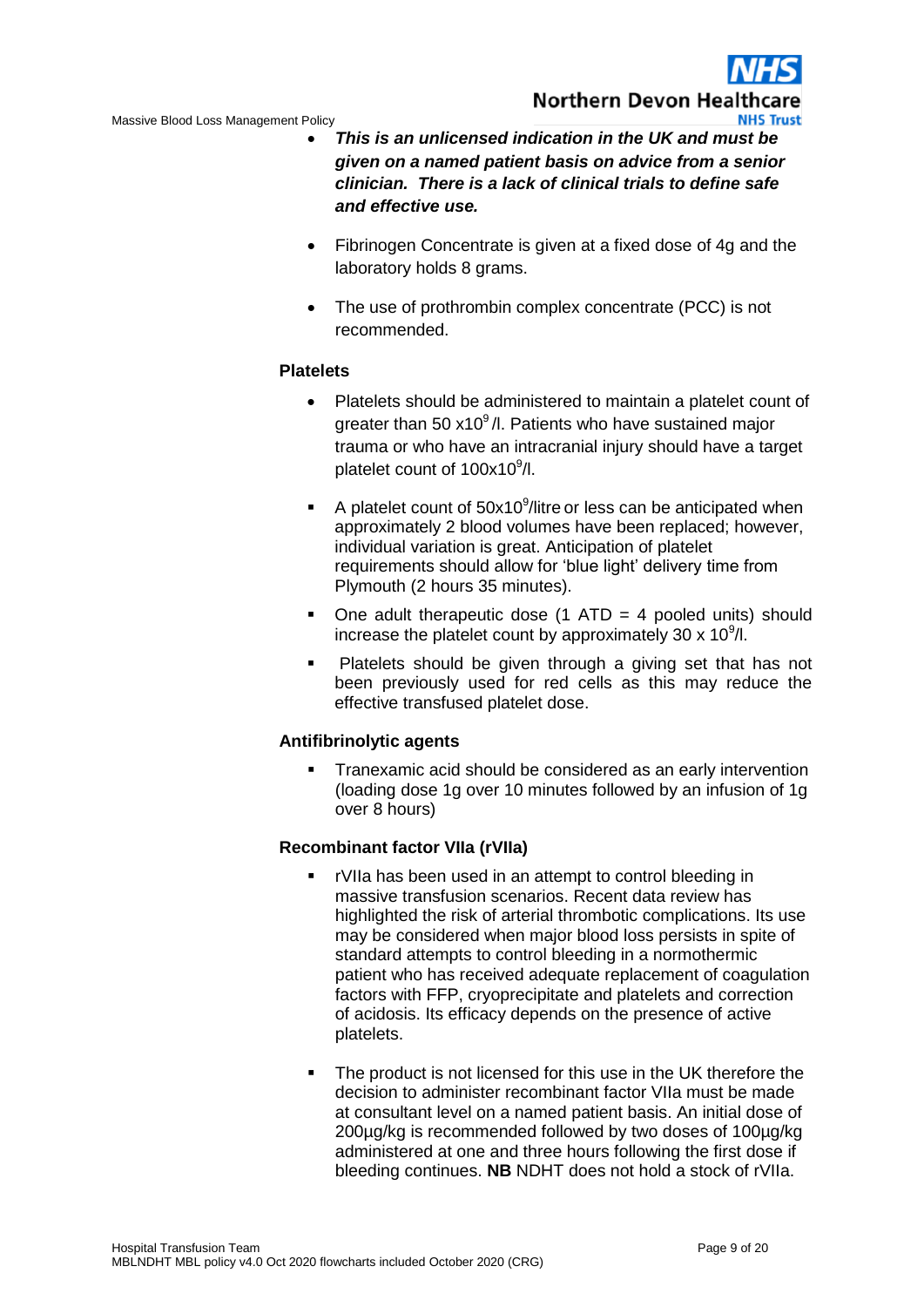- ***This is an unlicensed indication in the UK and must be given on a named patient basis on advice from a senior clinician. There is a lack of clinical trials to define safe and effective use.***

- Fibrinogen Concentrate is given at a fixed dose of 4g and the laboratory holds 8 grams.

- The use of prothrombin complex concentrate (PCC) is not recommended.

**Platelets**

- Platelets should be administered to maintain a platelet count of greater than 50 $x10^9$/l. Patients who have sustained major trauma or who have an intracranial injury should have a target platelet count of $100x10^9$/l.

- A platelet count of $50x10^9$/litre or less can be anticipated when approximately 2 blood volumes have been replaced; however, individual variation is great. Anticipation of platelet requirements should allow for 'blue light' delivery time from Plymouth (2 hours 35 minutes).
- One adult therapeutic dose (1 ATD = 4 pooled units) should increase the platelet count by approximately 30 x $10^9$/l.
- Platelets should be given through a giving set that has not been previously used for red cells as this may reduce the effective transfused platelet dose.

**Antifibrinolytic agents**

- Tranexamic acid should be considered as an early intervention (loading dose 1g over 10 minutes followed by an infusion of 1g over 8 hours)

**Recombinant factor VIIa (rVIIa)**

- rVIIa has been used in an attempt to control bleeding in massive transfusion scenarios. Recent data review has highlighted the risk of arterial thrombotic complications. Its use may be considered when major blood loss persists in spite of standard attempts to control bleeding in a normothermic patient who has received adequate replacement of coagulation factors with FFP, cryoprecipitate and platelets and correction of acidosis. Its efficacy depends on the presence of active platelets.

- The product is not licensed for this use in the UK therefore the decision to administer recombinant factor VIIa must be made at consultant level on a named patient basis. An initial dose of 200µg/kg is recommended followed by two doses of 100µg/kg administered at one and three hours following the first dose if bleeding continues. **NB** NDHT does not hold a stock of rVIIa.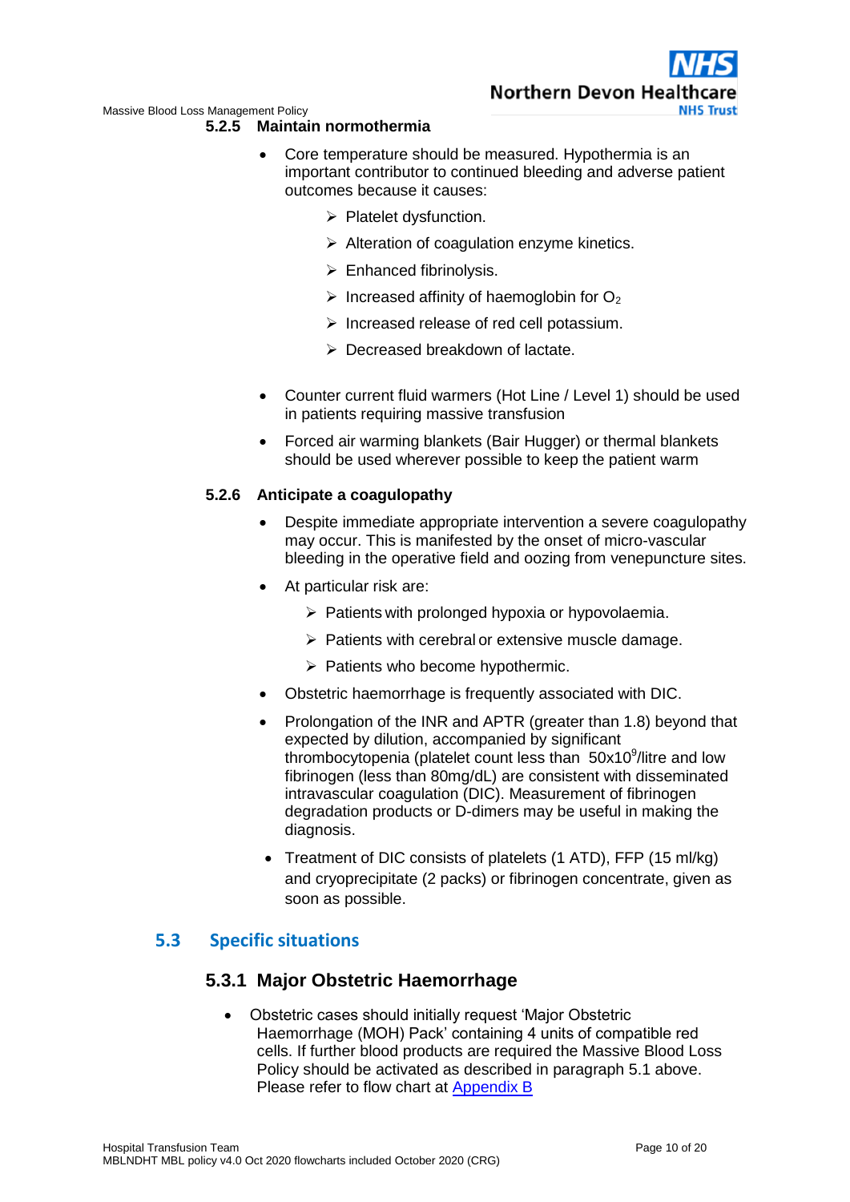### 5.2.5 Maintain normothermia

- Core temperature should be measured. Hypothermia is an important contributor to continued bleeding and adverse patient outcomes because it causes:
  - Platelet dysfunction.
  - Alteration of coagulation enzyme kinetics.
  - Enhanced fibrinolysis.
  - Increased affinity of haemoglobin for $O_2$
  - Increased release of red cell potassium.
  - Decreased breakdown of lactate.
- Counter current fluid warmers (Hot Line / Level 1) should be used in patients requiring massive transfusion
- Forced air warming blankets (Bair Hugger) or thermal blankets should be used wherever possible to keep the patient warm

### 5.2.6 Anticipate a coagulopathy

- Despite immediate appropriate intervention a severe coagulopathy may occur. This is manifested by the onset of micro-vascular bleeding in the operative field and oozing from venepuncture sites.
- At particular risk are:
  - Patients with prolonged hypoxia or hypovolaemia.
  - Patients with cerebral or extensive muscle damage.
  - Patients who become hypothermic.
- Obstetric haemorrhage is frequently associated with DIC.
- Prolongation of the INR and APTR (greater than 1.8) beyond that expected by dilution, accompanied by significant thrombocytopenia (platelet count less than $50 \times 10^9$/litre and low fibrinogen (less than 80mg/dL) are consistent with disseminated intravascular coagulation (DIC). Measurement of fibrinogen degradation products or D-dimers may be useful in making the diagnosis.
- Treatment of DIC consists of platelets (1 ATD), FFP (15 ml/kg) and cryoprecipitate (2 packs) or fibrinogen concentrate, given as soon as possible.

## 5.3 Specific situations

### 5.3.1 Major Obstetric Haemorrhage

- Obstetric cases should initially request 'Major Obstetric Haemorrhage (MOH) Pack' containing 4 units of compatible red cells. If further blood products are required the Massive Blood Loss Policy should be activated as described in paragraph 5.1 above. Please refer to flow chart at Appendix B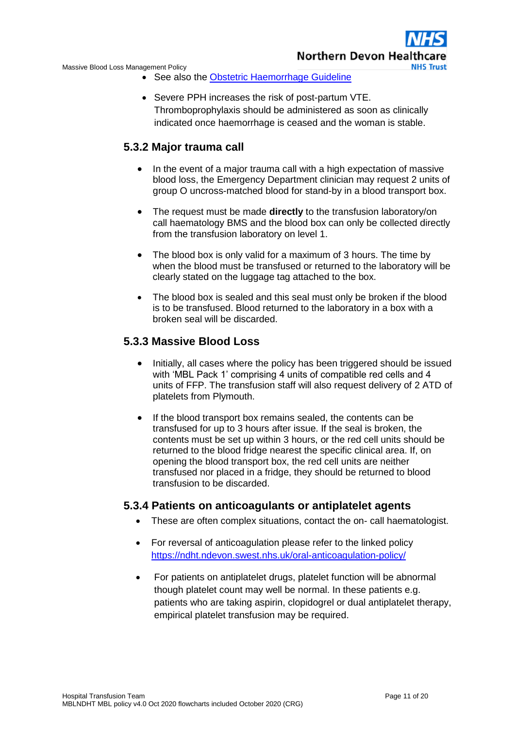- See also the [Obstetric Haemorrhage Guideline]
- Severe PPH increases the risk of post-partum VTE. Thromboprophylaxis should be administered as soon as clinically indicated once haemorrhage is ceased and the woman is stable.

### 5.3.2 Major trauma call

- In the event of a major trauma call with a high expectation of massive blood loss, the Emergency Department clinician may request 2 units of group O uncross-matched blood for stand-by in a blood transport box.
- The request must be made **directly** to the transfusion laboratory/on call haematology BMS and the blood box can only be collected directly from the transfusion laboratory on level 1.
- The blood box is only valid for a maximum of 3 hours. The time by when the blood must be transfused or returned to the laboratory will be clearly stated on the luggage tag attached to the box.
- The blood box is sealed and this seal must only be broken if the blood is to be transfused. Blood returned to the laboratory in a box with a broken seal will be discarded.

### 5.3.3 Massive Blood Loss

- Initially, all cases where the policy has been triggered should be issued with 'MBL Pack 1' comprising 4 units of compatible red cells and 4 units of FFP. The transfusion staff will also request delivery of 2 ATD of platelets from Plymouth.
- If the blood transport box remains sealed, the contents can be transfused for up to 3 hours after issue. If the seal is broken, the contents must be set up within 3 hours, or the red cell units should be returned to the blood fridge nearest the specific clinical area. If, on opening the blood transport box, the red cell units are neither transfused nor placed in a fridge, they should be returned to blood transfusion to be discarded.

### 5.3.4 Patients on anticoagulants or antiplatelet agents

- These are often complex situations, contact the on- call haematologist.
- For reversal of anticoagulation please refer to the linked policy https://ndht.ndevon.swest.nhs.uk/oral-anticoagulation-policy/
- For patients on antiplatelet drugs, platelet function will be abnormal though platelet count may well be normal. In these patients e.g. patients who are taking aspirin, clopidogrel or dual antiplatelet therapy, empirical platelet transfusion may be required.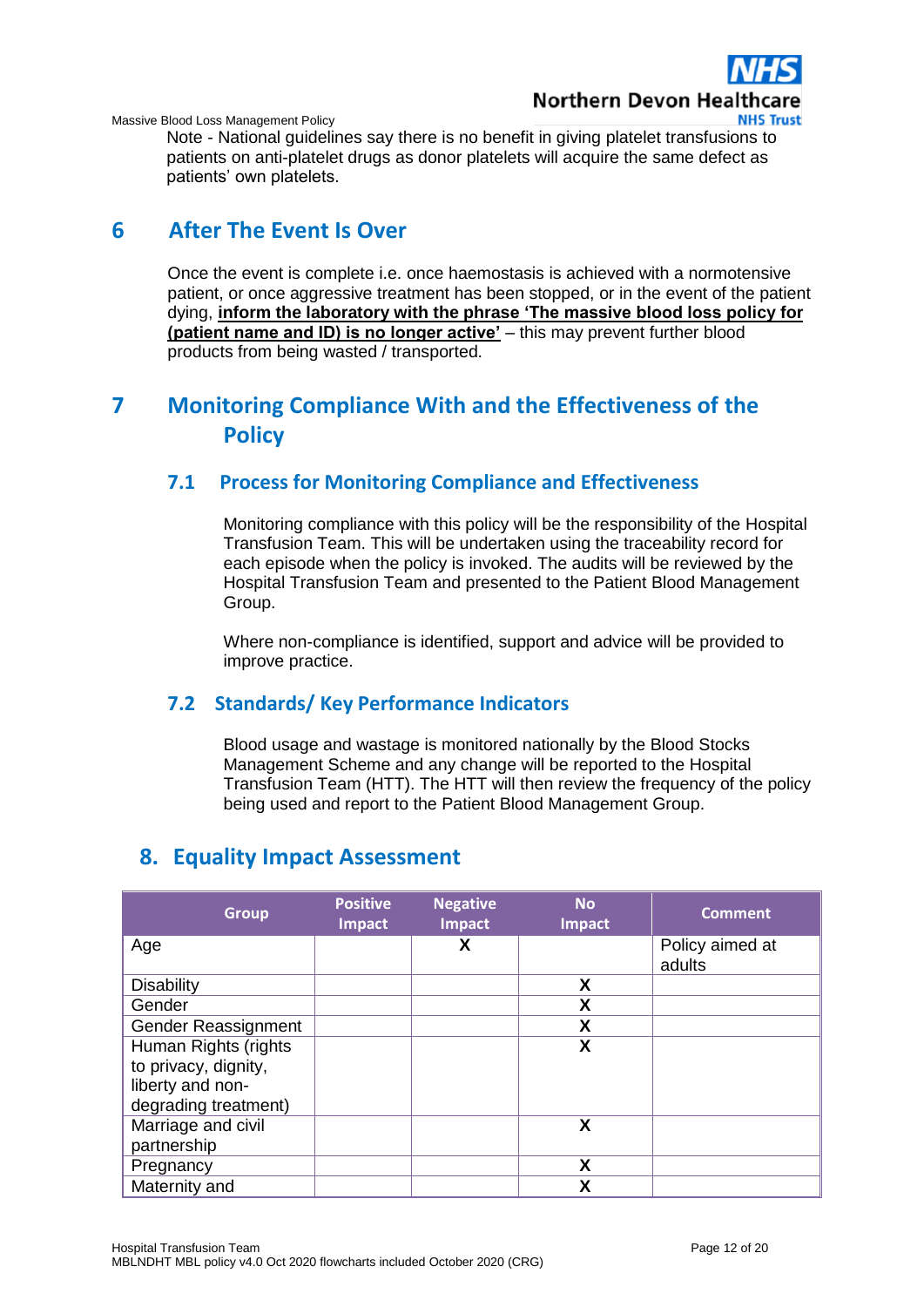Note - National guidelines say there is no benefit in giving platelet transfusions to patients on anti-platelet drugs as donor platelets will acquire the same defect as patients' own platelets.

## 6 After The Event Is Over

Once the event is complete i.e. once haemostasis is achieved with a normotensive patient, or once aggressive treatment has been stopped, or in the event of the patient dying, **inform the laboratory with the phrase 'The massive blood loss policy for (patient name and ID) is no longer active'** – this may prevent further blood products from being wasted / transported.

## 7 Monitoring Compliance With and the Effectiveness of the Policy

### 7.1 Process for Monitoring Compliance and Effectiveness

Monitoring compliance with this policy will be the responsibility of the Hospital Transfusion Team. This will be undertaken using the traceability record for each episode when the policy is invoked. The audits will be reviewed by the Hospital Transfusion Team and presented to the Patient Blood Management Group.

Where non-compliance is identified, support and advice will be provided to improve practice.

### 7.2 Standards/ Key Performance Indicators

Blood usage and wastage is monitored nationally by the Blood Stocks Management Scheme and any change will be reported to the Hospital Transfusion Team (HTT). The HTT will then review the frequency of the policy being used and report to the Patient Blood Management Group.

## 8. Equality Impact Assessment

| Group | Positive Impact | Negative Impact | No Impact | Comment |
|---|---|---|---|---|
| Age | | X | | Policy aimed at adults |
| Disability | | | X | |
| Gender | | | X | |
| Gender Reassignment | | | X | |
| Human Rights (rights to privacy, dignity, liberty and non-degrading treatment) | | | X | |
| Marriage and civil partnership | | | X | |
| Pregnancy | | | X | |
| Maternity and | | | X | |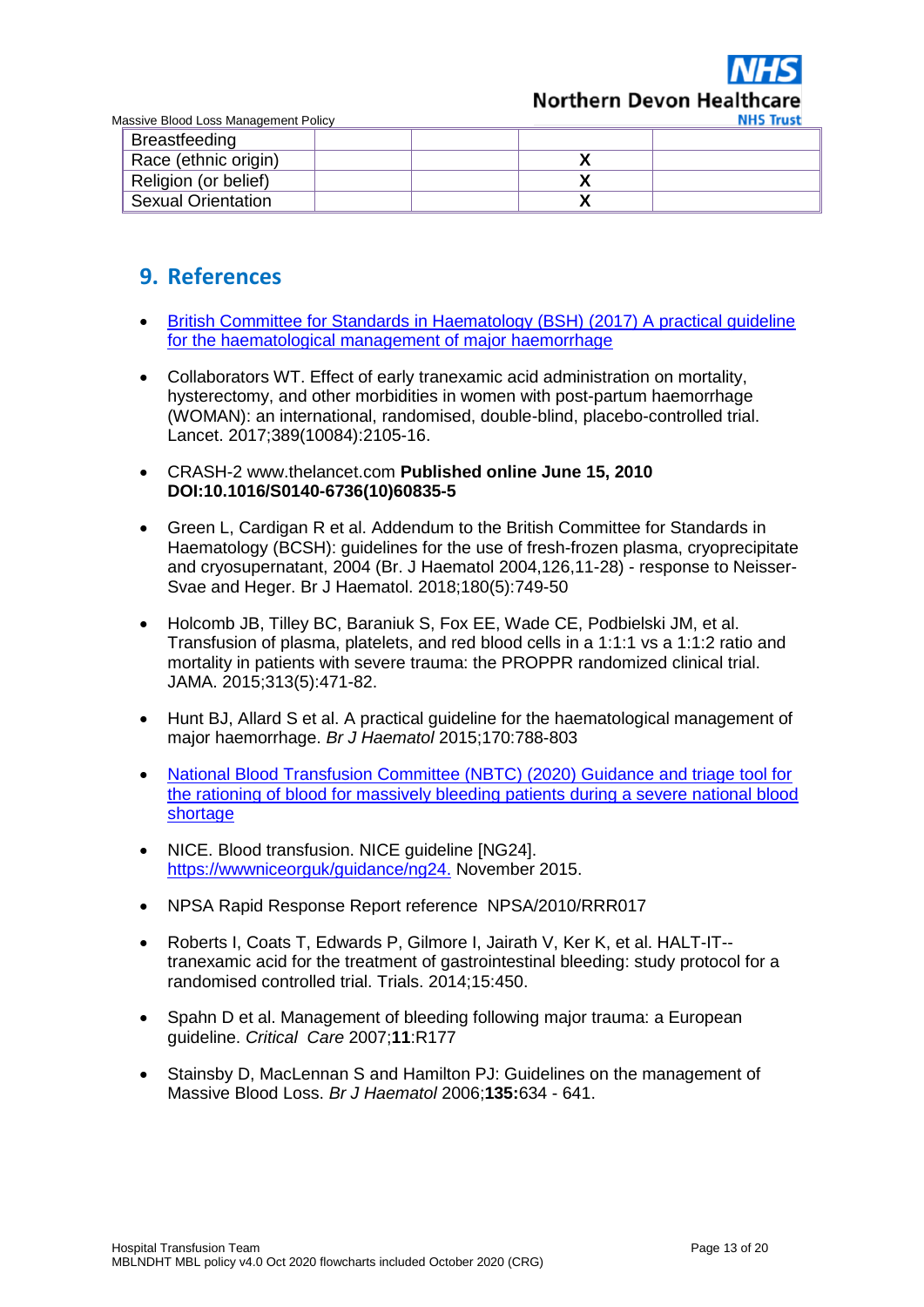| | | | | |
|---|---|---|---|---|
| Breastfeeding | | | | |
| Race (ethnic origin) | | | X | |
| Religion (or belief) | | | X | |
| Sexual Orientation | | | X | |

## 9. References

- [British Committee for Standards in Haematology (BSH) (2017) A practical guideline for the haematological management of major haemorrhage]()

- Collaborators WT. Effect of early tranexamic acid administration on mortality, hysterectomy, and other morbidities in women with post-partum haemorrhage (WOMAN): an international, randomised, double-blind, placebo-controlled trial. Lancet. 2017;389(10084):2105-16.

- CRASH-2 www.thelancet.com **Published online June 15, 2010 DOI:10.1016/S0140-6736(10)60835-5**

- Green L, Cardigan R et al. Addendum to the British Committee for Standards in Haematology (BCSH): guidelines for the use of fresh-frozen plasma, cryoprecipitate and cryosupernatant, 2004 (Br. J Haematol 2004,126,11-28) - response to Neisser-Svae and Heger. Br J Haematol. 2018;180(5):749-50

- Holcomb JB, Tilley BC, Baraniuk S, Fox EE, Wade CE, Podbielski JM, et al. Transfusion of plasma, platelets, and red blood cells in a 1:1:1 vs a 1:1:2 ratio and mortality in patients with severe trauma: the PROPPR randomized clinical trial. JAMA. 2015;313(5):471-82.

- Hunt BJ, Allard S et al. A practical guideline for the haematological management of major haemorrhage. *Br J Haematol* 2015;170:788-803

- [National Blood Transfusion Committee (NBTC) (2020) Guidance and triage tool for the rationing of blood for massively bleeding patients during a severe national blood shortage]()

- NICE. Blood transfusion. NICE guideline [NG24]. [https://wwwniceorguk/guidance/ng24.](https://wwwniceorguk/guidance/ng24) November 2015.

- NPSA Rapid Response Report reference NPSA/2010/RRR017

- Roberts I, Coats T, Edwards P, Gilmore I, Jairath V, Ker K, et al. HALT-IT--tranexamic acid for the treatment of gastrointestinal bleeding: study protocol for a randomised controlled trial. Trials. 2014;15:450.

- Spahn D et al. Management of bleeding following major trauma: a European guideline. *Critical Care* 2007;**11**:R177

- Stainsby D, MacLennan S and Hamilton PJ: Guidelines on the management of Massive Blood Loss. *Br J Haematol* 2006;**135:**634 - 641.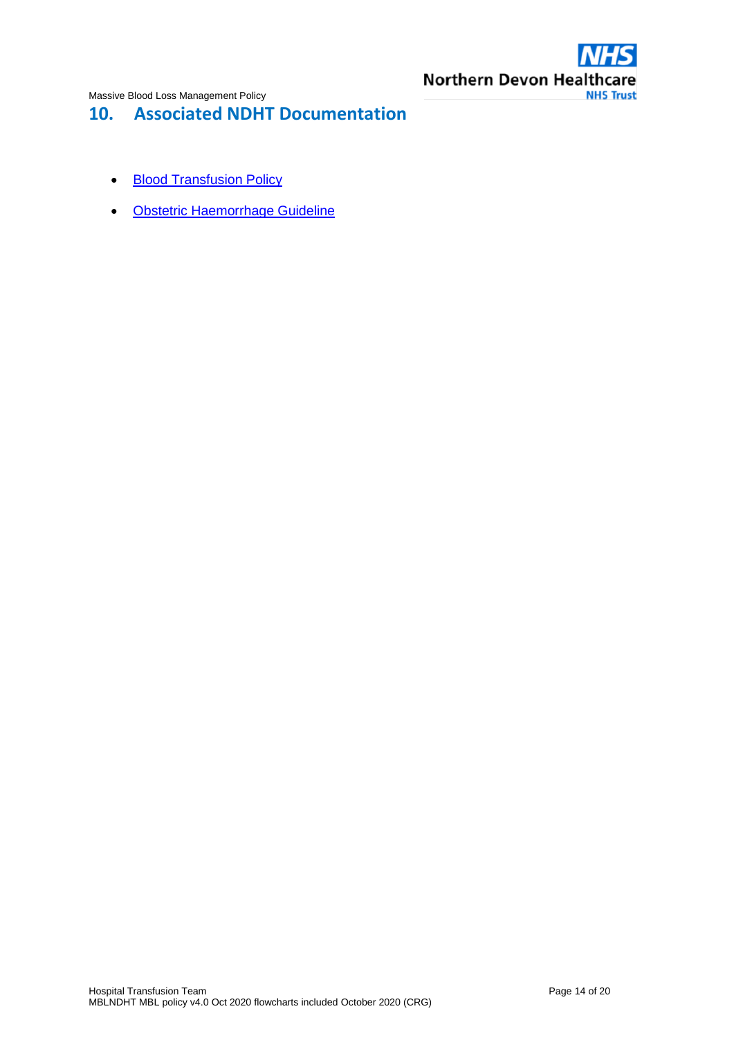## 10. Associated NDHT Documentation

- Blood Transfusion Policy
- Obstetric Haemorrhage Guideline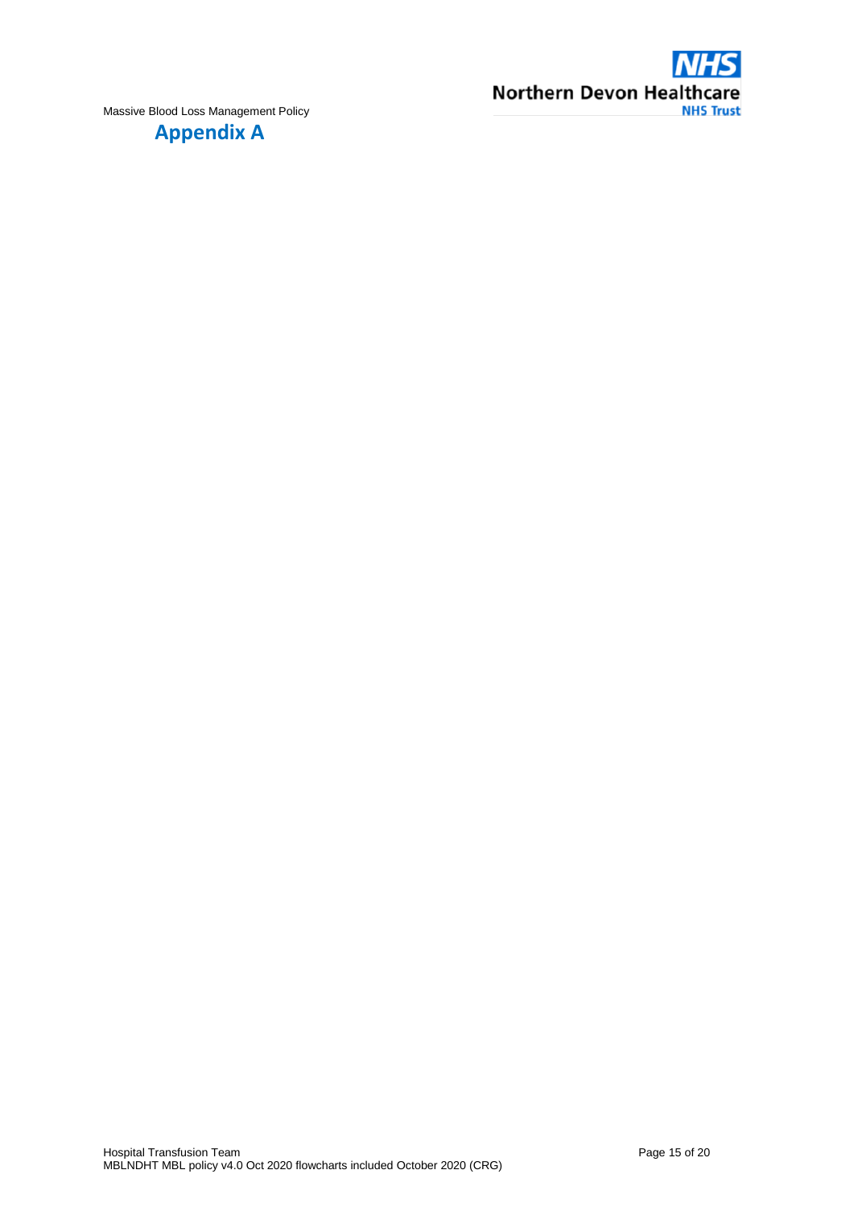# Appendix A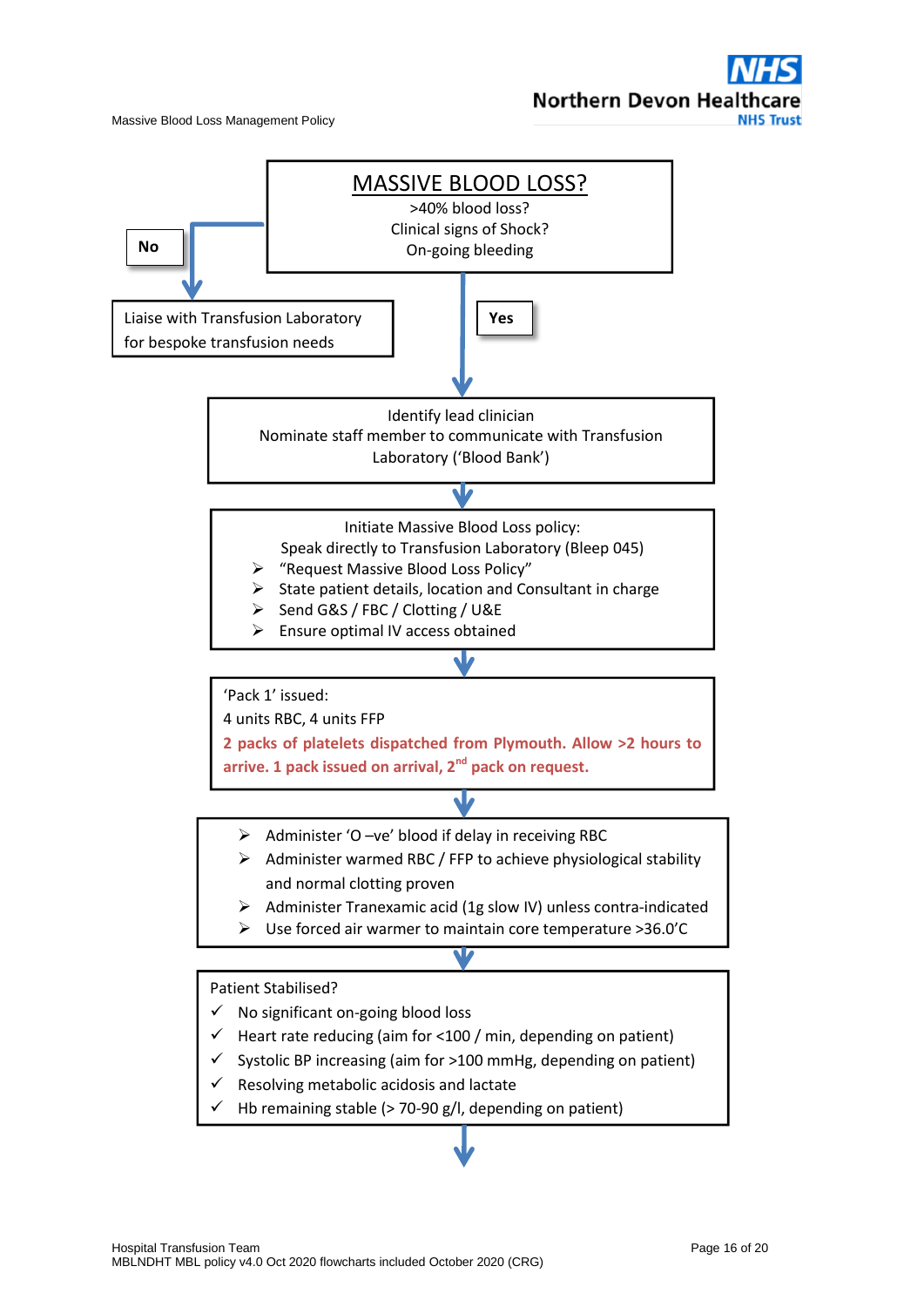# MASSIVE BLOOD LOSS?

>40% blood loss?
Clinical signs of Shock?
On-going bleeding

**No** → Liaise with Transfusion Laboratory for bespoke transfusion needs

**Yes** ↓

Identify lead clinician
Nominate staff member to communicate with Transfusion Laboratory ('Blood Bank')

↓

Initiate Massive Blood Loss policy:
Speak directly to Transfusion Laboratory (Bleep 045)

- "Request Massive Blood Loss Policy"
- State patient details, location and Consultant in charge
- Send G&S / FBC / Clotting / U&E
- Ensure optimal IV access obtained

↓

'Pack 1' issued:
4 units RBC, 4 units FFP
**2 packs of platelets dispatched from Plymouth. Allow >2 hours to arrive. 1 pack issued on arrival, 2nd pack on request.**

↓

- Administer 'O –ve' blood if delay in receiving RBC
- Administer warmed RBC / FFP to achieve physiological stability and normal clotting proven
- Administer Tranexamic acid (1g slow IV) unless contra-indicated
- Use forced air warmer to maintain core temperature >36.0'C

↓

Patient Stabilised?

- ✓ No significant on-going blood loss
- ✓ Heart rate reducing (aim for <100 / min, depending on patient)
- ✓ Systolic BP increasing (aim for >100 mmHg, depending on patient)
- ✓ Resolving metabolic acidosis and lactate
- ✓ Hb remaining stable (> 70-90 g/l, depending on patient)

↓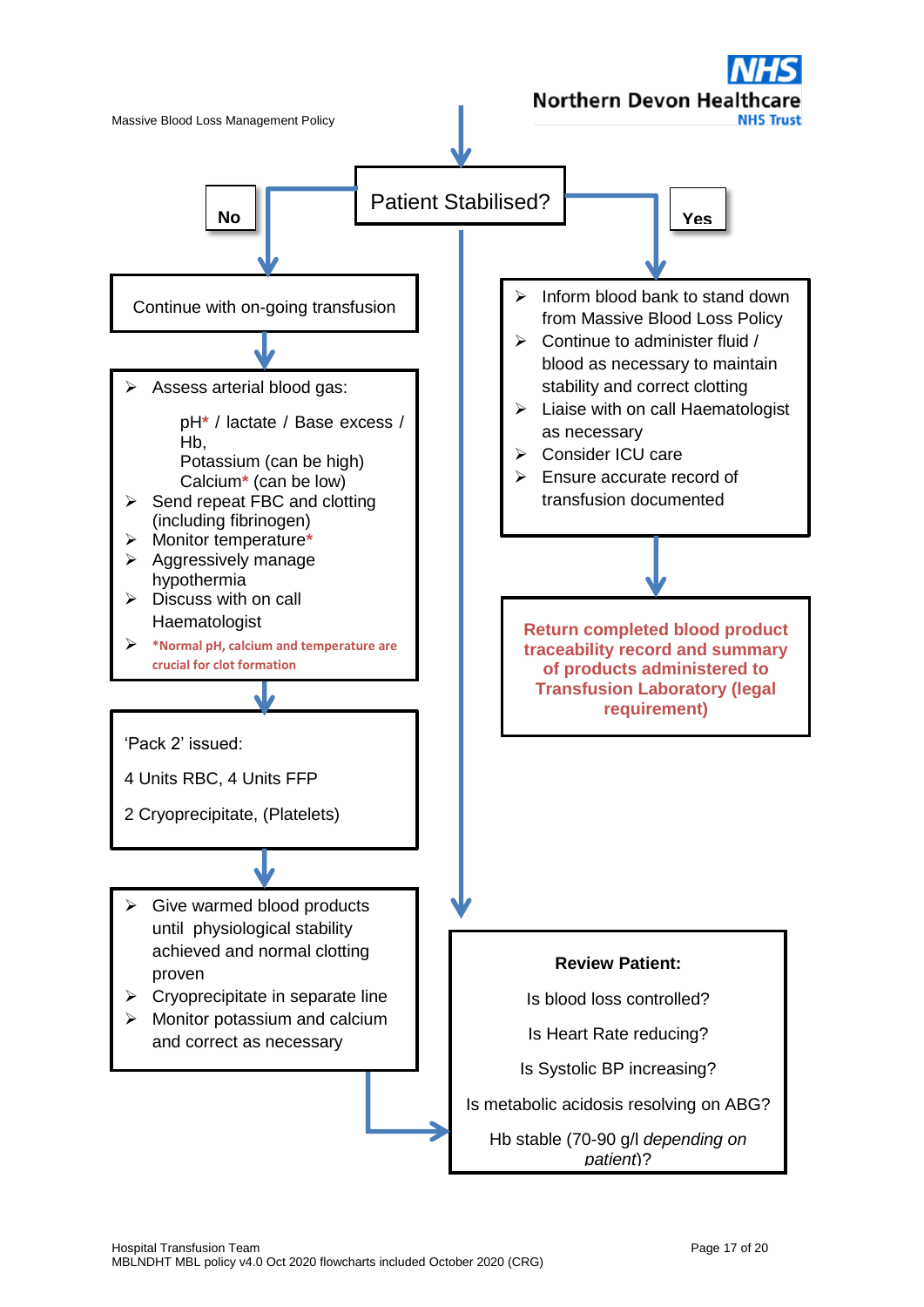Massive Blood Loss Management Policy

**Patient Stabilised?**

**No**

Continue with on-going transfusion

- Assess arterial blood gas:

  pH* / lactate / Base excess / Hb,
  Potassium (can be high)
  Calcium* (can be low)
- Send repeat FBC and clotting (including fibrinogen)
- Monitor temperature*
- Aggressively manage hypothermia
- Discuss with on call Haematologist
- ***Normal pH, calcium and temperature are crucial for clot formation**

'Pack 2' issued:

4 Units RBC, 4 Units FFP

2 Cryoprecipitate, (Platelets)

- Give warmed blood products until physiological stability achieved and normal clotting proven
- Cryoprecipitate in separate line
- Monitor potassium and calcium and correct as necessary

**Yes**

- Inform blood bank to stand down from Massive Blood Loss Policy
- Continue to administer fluid / blood as necessary to maintain stability and correct clotting
- Liaise with on call Haematologist as necessary
- Consider ICU care
- Ensure accurate record of transfusion documented

**Return completed blood product traceability record and summary of products administered to Transfusion Laboratory (legal requirement)**

**Review Patient:**

Is blood loss controlled?

Is Heart Rate reducing?

Is Systolic BP increasing?

Is metabolic acidosis resolving on ABG?

Hb stable (70-90 g/l *depending on patient*)?

Hospital Transfusion Team
MBLNDHT MBL policy v4.0 Oct 2020 flowcharts included October 2020 (CRG)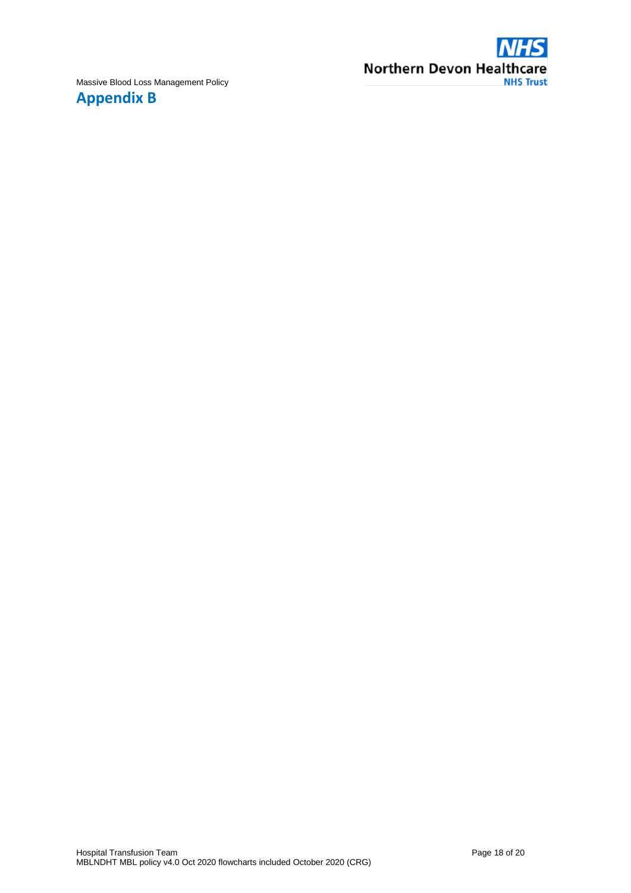## Appendix B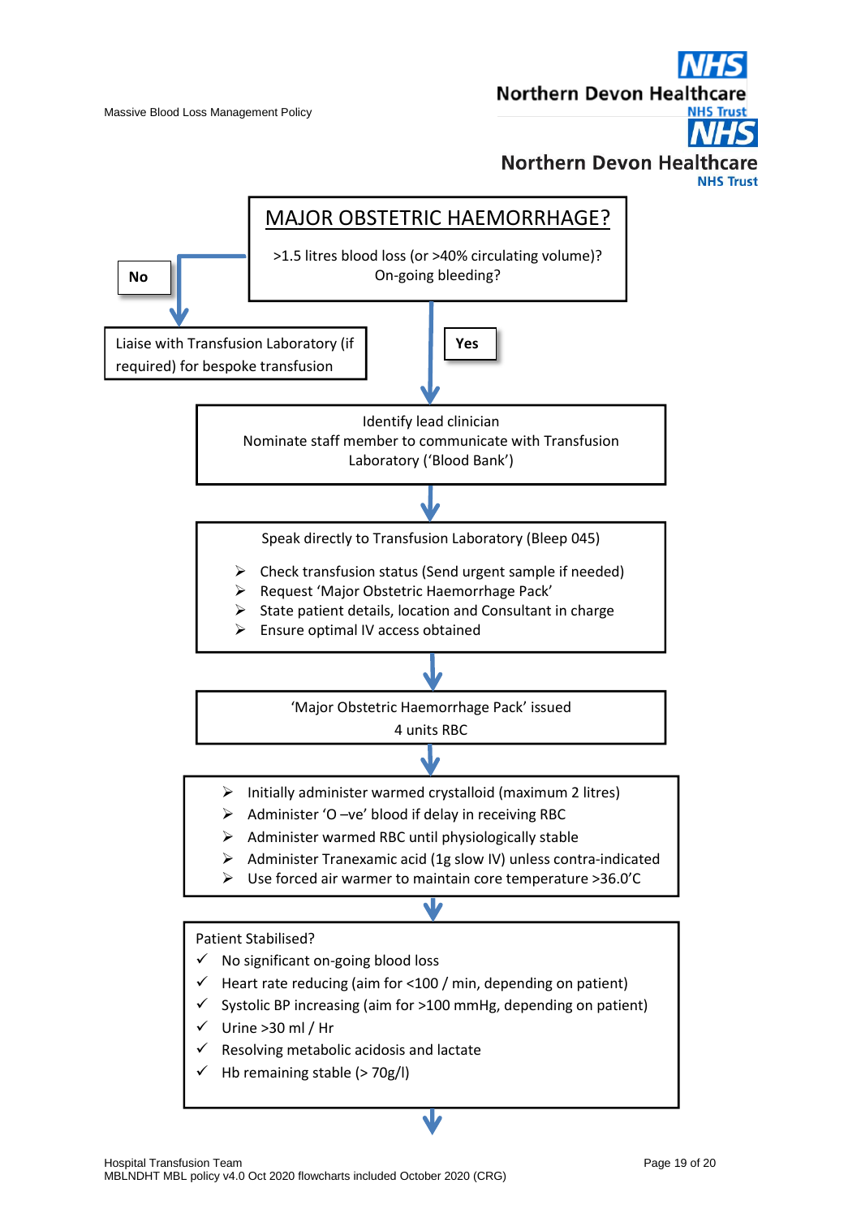## MAJOR OBSTETRIC HAEMORRHAGE?

>1.5 litres blood loss (or >40% circulating volume)?
On-going bleeding?

**No**

Liaise with Transfusion Laboratory (if required) for bespoke transfusion

**Yes**

Identify lead clinician
Nominate staff member to communicate with Transfusion Laboratory ('Blood Bank')

Speak directly to Transfusion Laboratory (Bleep 045)

- Check transfusion status (Send urgent sample if needed)
- Request 'Major Obstetric Haemorrhage Pack'
- State patient details, location and Consultant in charge
- Ensure optimal IV access obtained

'Major Obstetric Haemorrhage Pack' issued
4 units RBC

- Initially administer warmed crystalloid (maximum 2 litres)
- Administer 'O –ve' blood if delay in receiving RBC
- Administer warmed RBC until physiologically stable
- Administer Tranexamic acid (1g slow IV) unless contra-indicated
- Use forced air warmer to maintain core temperature >36.0'C

Patient Stabilised?

- ✓ No significant on-going blood loss
- ✓ Heart rate reducing (aim for <100 / min, depending on patient)
- ✓ Systolic BP increasing (aim for >100 mmHg, depending on patient)
- ✓ Urine >30 ml / Hr
- ✓ Resolving metabolic acidosis and lactate
- ✓ Hb remaining stable (> 70g/l)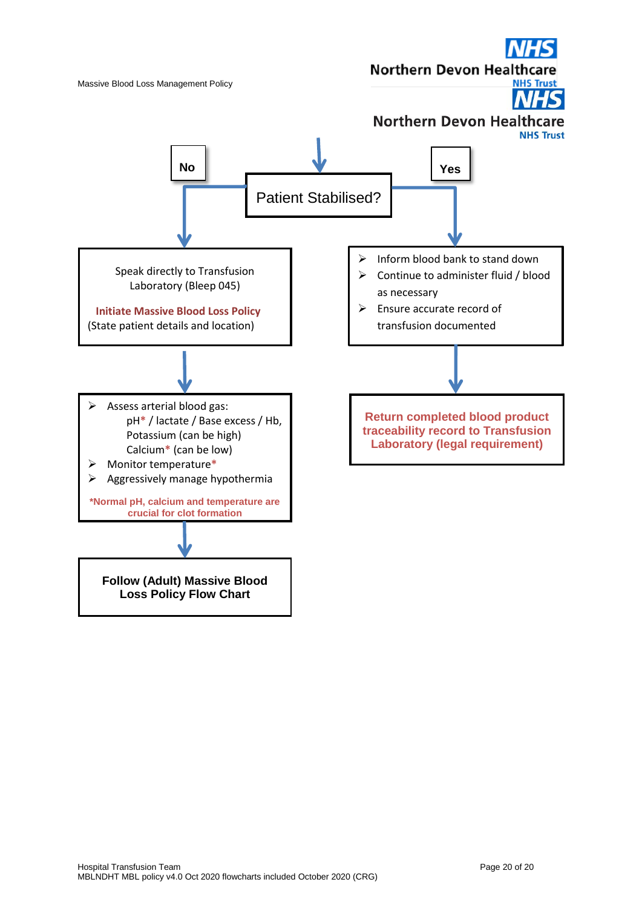**Patient Stabilised?**

**No**

Speak directly to Transfusion Laboratory (Bleep 045)

**Initiate Massive Blood Loss Policy**
(State patient details and location)

- Assess arterial blood gas:
  pH* / lactate / Base excess / Hb,
  Potassium (can be high)
  Calcium* (can be low)
- Monitor temperature*
- Aggressively manage hypothermia

***Normal pH, calcium and temperature are crucial for clot formation**

**Follow (Adult) Massive Blood Loss Policy Flow Chart**

**Yes**

- Inform blood bank to stand down
- Continue to administer fluid / blood as necessary
- Ensure accurate record of transfusion documented

**Return completed blood product traceability record to Transfusion Laboratory (legal requirement)**